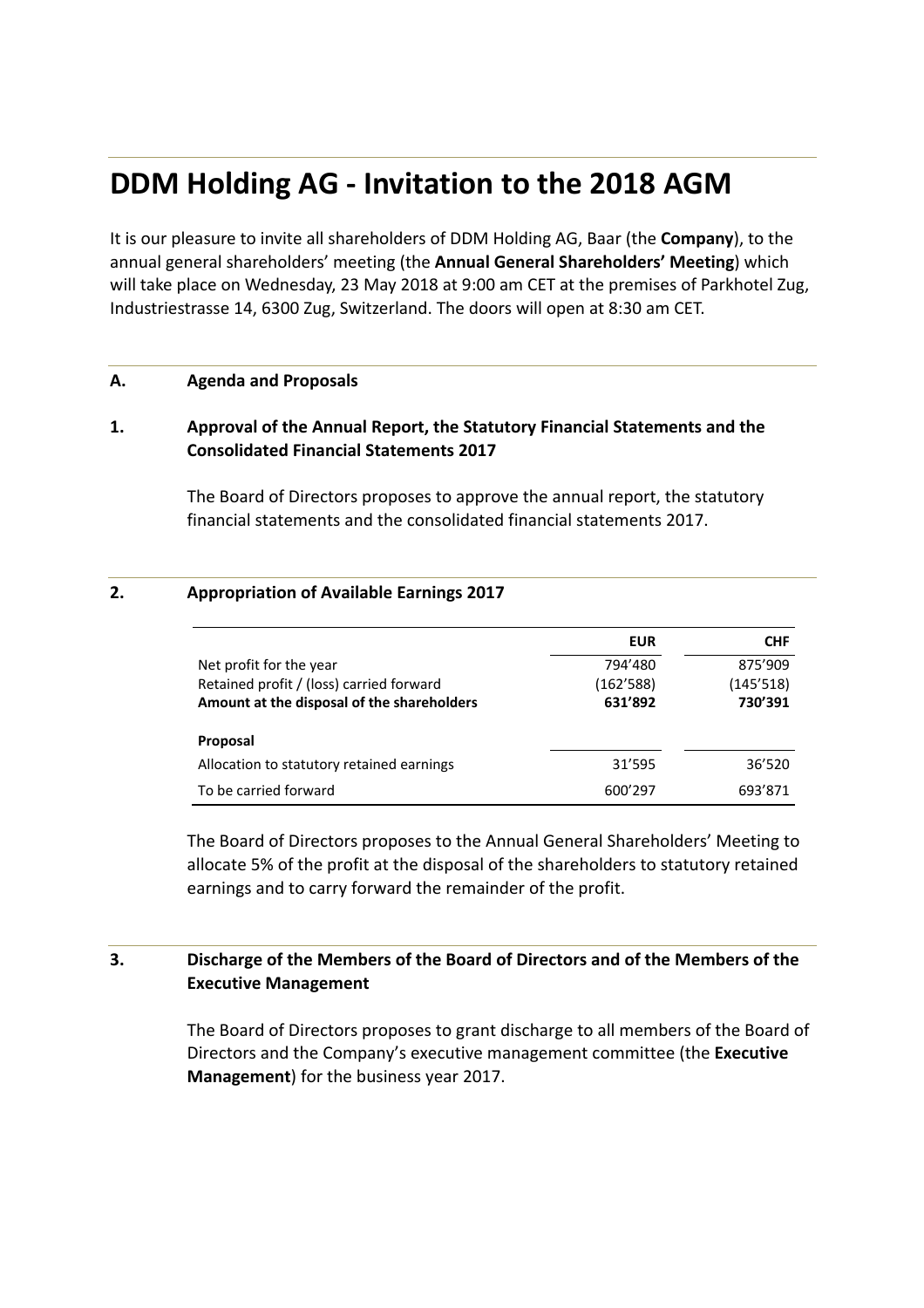# DDM Holding AG - Invitation to the 2018 AGM

It is our pleasure to invite all shareholders of DDM Holding AG, Baar (the **Company**), to the annual general shareholders' meeting (the **Annual General Shareholders' Meeting**) which will take place on Wednesday, 23 May 2018 at 9:00 am CET at the premises of Parkhotel Zug, Industriestrasse 14, 6300 Zug, Switzerland. The doors will open at 8:30 am CET.

## A. Agenda and Proposals

### 1. Approval of the Annual Report, the Statutory Financial Statements and the Consolidated Financial Statements 2017

The Board of Directors proposes to approve the annual report, the statutory financial statements and the consolidated financial statements 2017.

### 2. Appropriation of Available Earnings 2017

| | EUR | CHF |
|---|---|---|
| Net profit for the year | 794'480 | 875'909 |
| Retained profit / (loss) carried forward | (162'588) | (145'518) |
| **Amount at the disposal of the shareholders** | **631'892** | **730'391** |
| **Proposal** | | |
| Allocation to statutory retained earnings | 31'595 | 36'520 |
| To be carried forward | 600'297 | 693'871 |

The Board of Directors proposes to the Annual General Shareholders' Meeting to allocate 5% of the profit at the disposal of the shareholders to statutory retained earnings and to carry forward the remainder of the profit.

### 3. Discharge of the Members of the Board of Directors and of the Members of the Executive Management

The Board of Directors proposes to grant discharge to all members of the Board of Directors and the Company's executive management committee (the **Executive Management**) for the business year 2017.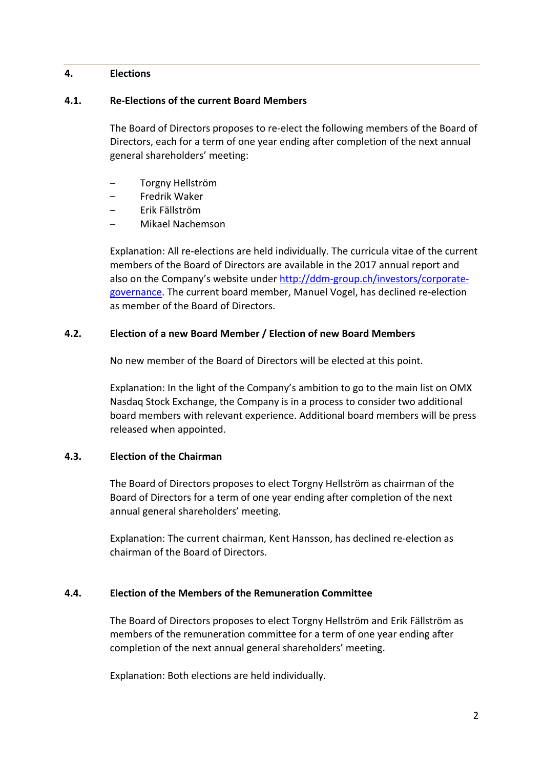## 4. Elections

### 4.1. Re-Elections of the current Board Members

The Board of Directors proposes to re-elect the following members of the Board of Directors, each for a term of one year ending after completion of the next annual general shareholders' meeting:

- Torgny Hellström
- Fredrik Waker
- Erik Fällström
- Mikael Nachemson

Explanation: All re-elections are held individually. The curricula vitae of the current members of the Board of Directors are available in the 2017 annual report and also on the Company's website under [http://ddm-group.ch/investors/corporate-governance](http://ddm-group.ch/investors/corporate-governance). The current board member, Manuel Vogel, has declined re-election as member of the Board of Directors.

### 4.2. Election of a new Board Member / Election of new Board Members

No new member of the Board of Directors will be elected at this point.

Explanation: In the light of the Company's ambition to go to the main list on OMX Nasdaq Stock Exchange, the Company is in a process to consider two additional board members with relevant experience. Additional board members will be press released when appointed.

### 4.3. Election of the Chairman

The Board of Directors proposes to elect Torgny Hellström as chairman of the Board of Directors for a term of one year ending after completion of the next annual general shareholders' meeting.

Explanation: The current chairman, Kent Hansson, has declined re-election as chairman of the Board of Directors.

### 4.4. Election of the Members of the Remuneration Committee

The Board of Directors proposes to elect Torgny Hellström and Erik Fällström as members of the remuneration committee for a term of one year ending after completion of the next annual general shareholders' meeting.

Explanation: Both elections are held individually.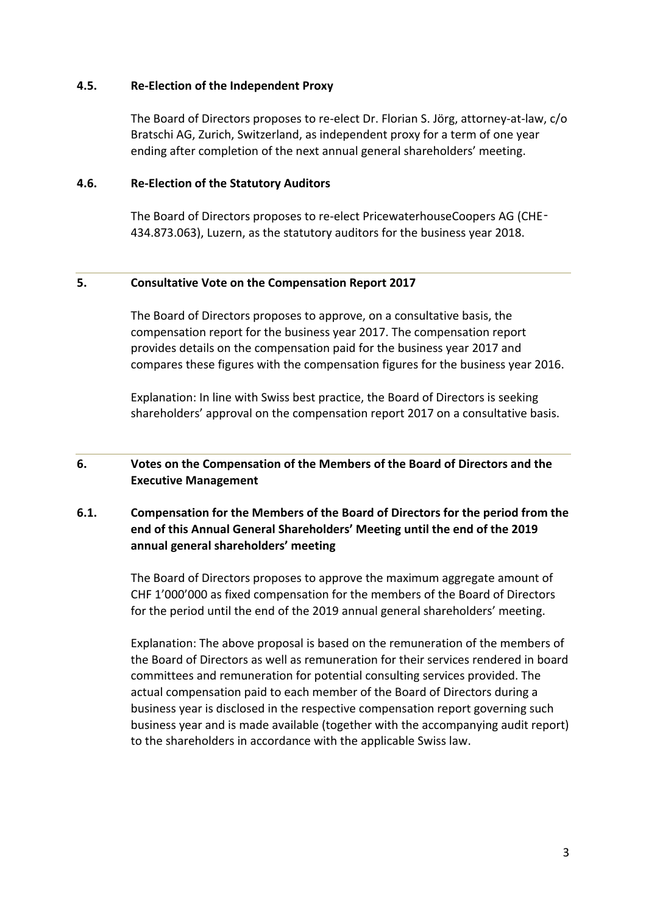### 4.5. Re-Election of the Independent Proxy

The Board of Directors proposes to re-elect Dr. Florian S. Jörg, attorney-at-law, c/o Bratschi AG, Zurich, Switzerland, as independent proxy for a term of one year ending after completion of the next annual general shareholders' meeting.

### 4.6. Re-Election of the Statutory Auditors

The Board of Directors proposes to re-elect PricewaterhouseCoopers AG (CHE-434.873.063), Luzern, as the statutory auditors for the business year 2018.

---

## 5. Consultative Vote on the Compensation Report 2017

The Board of Directors proposes to approve, on a consultative basis, the compensation report for the business year 2017. The compensation report provides details on the compensation paid for the business year 2017 and compares these figures with the compensation figures for the business year 2016.

Explanation: In line with Swiss best practice, the Board of Directors is seeking shareholders' approval on the compensation report 2017 on a consultative basis.

---

## 6. Votes on the Compensation of the Members of the Board of Directors and the Executive Management

### 6.1. Compensation for the Members of the Board of Directors for the period from the end of this Annual General Shareholders' Meeting until the end of the 2019 annual general shareholders' meeting

The Board of Directors proposes to approve the maximum aggregate amount of CHF 1'000'000 as fixed compensation for the members of the Board of Directors for the period until the end of the 2019 annual general shareholders' meeting.

Explanation: The above proposal is based on the remuneration of the members of the Board of Directors as well as remuneration for their services rendered in board committees and remuneration for potential consulting services provided. The actual compensation paid to each member of the Board of Directors during a business year is disclosed in the respective compensation report governing such business year and is made available (together with the accompanying audit report) to the shareholders in accordance with the applicable Swiss law.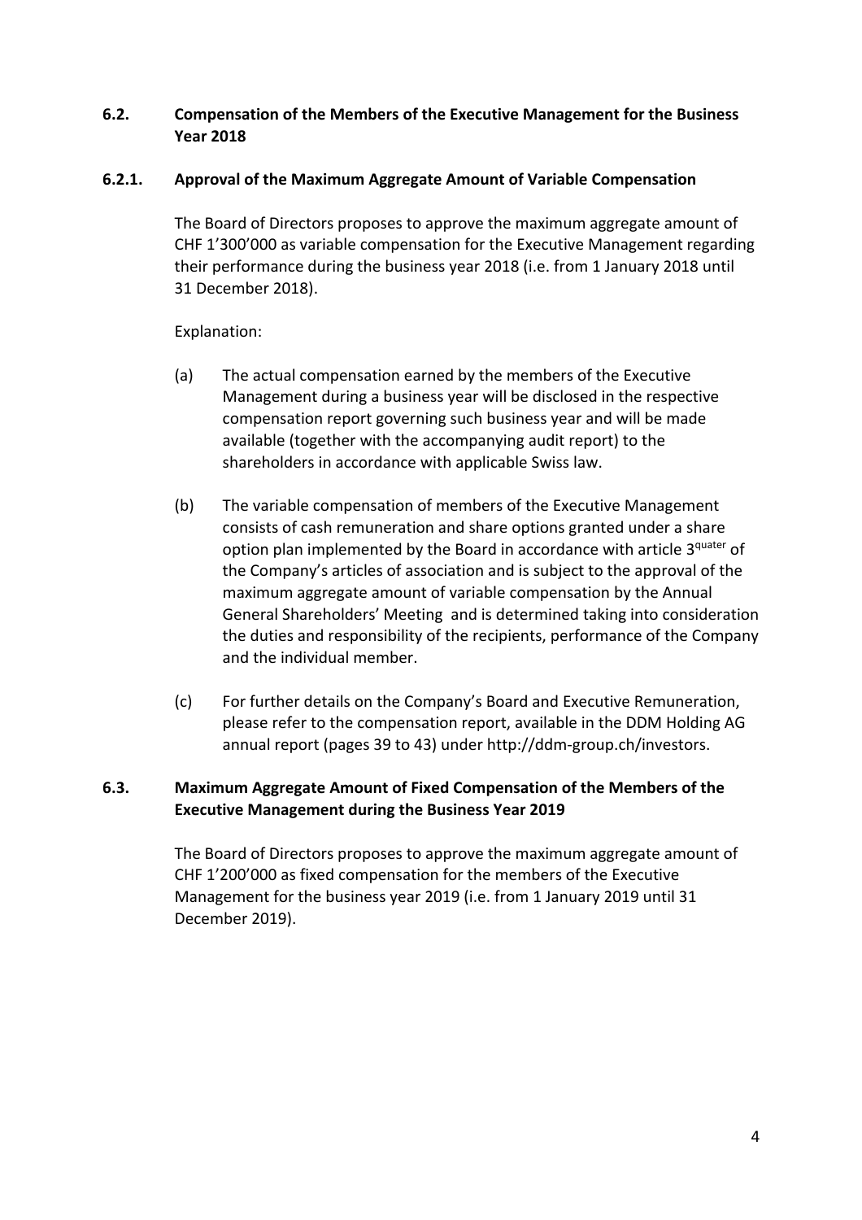### 6.2. Compensation of the Members of the Executive Management for the Business Year 2018

#### 6.2.1. Approval of the Maximum Aggregate Amount of Variable Compensation

The Board of Directors proposes to approve the maximum aggregate amount of CHF 1’300’000 as variable compensation for the Executive Management regarding their performance during the business year 2018 (i.e. from 1 January 2018 until 31 December 2018).

Explanation:

(a) The actual compensation earned by the members of the Executive Management during a business year will be disclosed in the respective compensation report governing such business year and will be made available (together with the accompanying audit report) to the shareholders in accordance with applicable Swiss law.

(b) The variable compensation of members of the Executive Management consists of cash remuneration and share options granted under a share option plan implemented by the Board in accordance with article 3quater of the Company’s articles of association and is subject to the approval of the maximum aggregate amount of variable compensation by the Annual General Shareholders’ Meeting and is determined taking into consideration the duties and responsibility of the recipients, performance of the Company and the individual member.

(c) For further details on the Company’s Board and Executive Remuneration, please refer to the compensation report, available in the DDM Holding AG annual report (pages 39 to 43) under http://ddm-group.ch/investors.

### 6.3. Maximum Aggregate Amount of Fixed Compensation of the Members of the Executive Management during the Business Year 2019

The Board of Directors proposes to approve the maximum aggregate amount of CHF 1’200’000 as fixed compensation for the members of the Executive Management for the business year 2019 (i.e. from 1 January 2019 until 31 December 2019).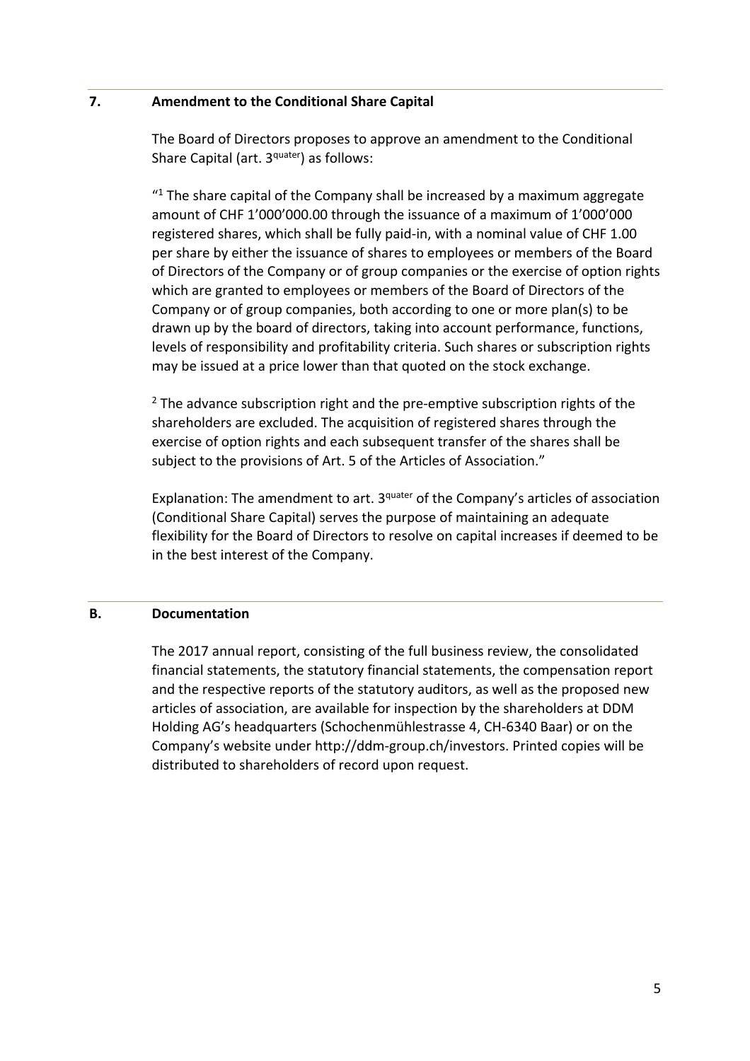## 7. Amendment to the Conditional Share Capital

The Board of Directors proposes to approve an amendment to the Conditional Share Capital (art. 3$^{quater}$) as follows:

"[1] The share capital of the Company shall be increased by a maximum aggregate amount of CHF 1'000'000.00 through the issuance of a maximum of 1'000'000 registered shares, which shall be fully paid-in, with a nominal value of CHF 1.00 per share by either the issuance of shares to employees or members of the Board of Directors of the Company or of group companies or the exercise of option rights which are granted to employees or members of the Board of Directors of the Company or of group companies, both according to one or more plan(s) to be drawn up by the board of directors, taking into account performance, functions, levels of responsibility and profitability criteria. Such shares or subscription rights may be issued at a price lower than that quoted on the stock exchange.

[2] The advance subscription right and the pre-emptive subscription rights of the shareholders are excluded. The acquisition of registered shares through the exercise of option rights and each subsequent transfer of the shares shall be subject to the provisions of Art. 5 of the Articles of Association."

Explanation: The amendment to art. 3$^{quater}$ of the Company's articles of association (Conditional Share Capital) serves the purpose of maintaining an adequate flexibility for the Board of Directors to resolve on capital increases if deemed to be in the best interest of the Company.

## B. Documentation

The 2017 annual report, consisting of the full business review, the consolidated financial statements, the statutory financial statements, the compensation report and the respective reports of the statutory auditors, as well as the proposed new articles of association, are available for inspection by the shareholders at DDM Holding AG's headquarters (Schochenmühlestrasse 4, CH-6340 Baar) or on the Company's website under http://ddm-group.ch/investors. Printed copies will be distributed to shareholders of record upon request.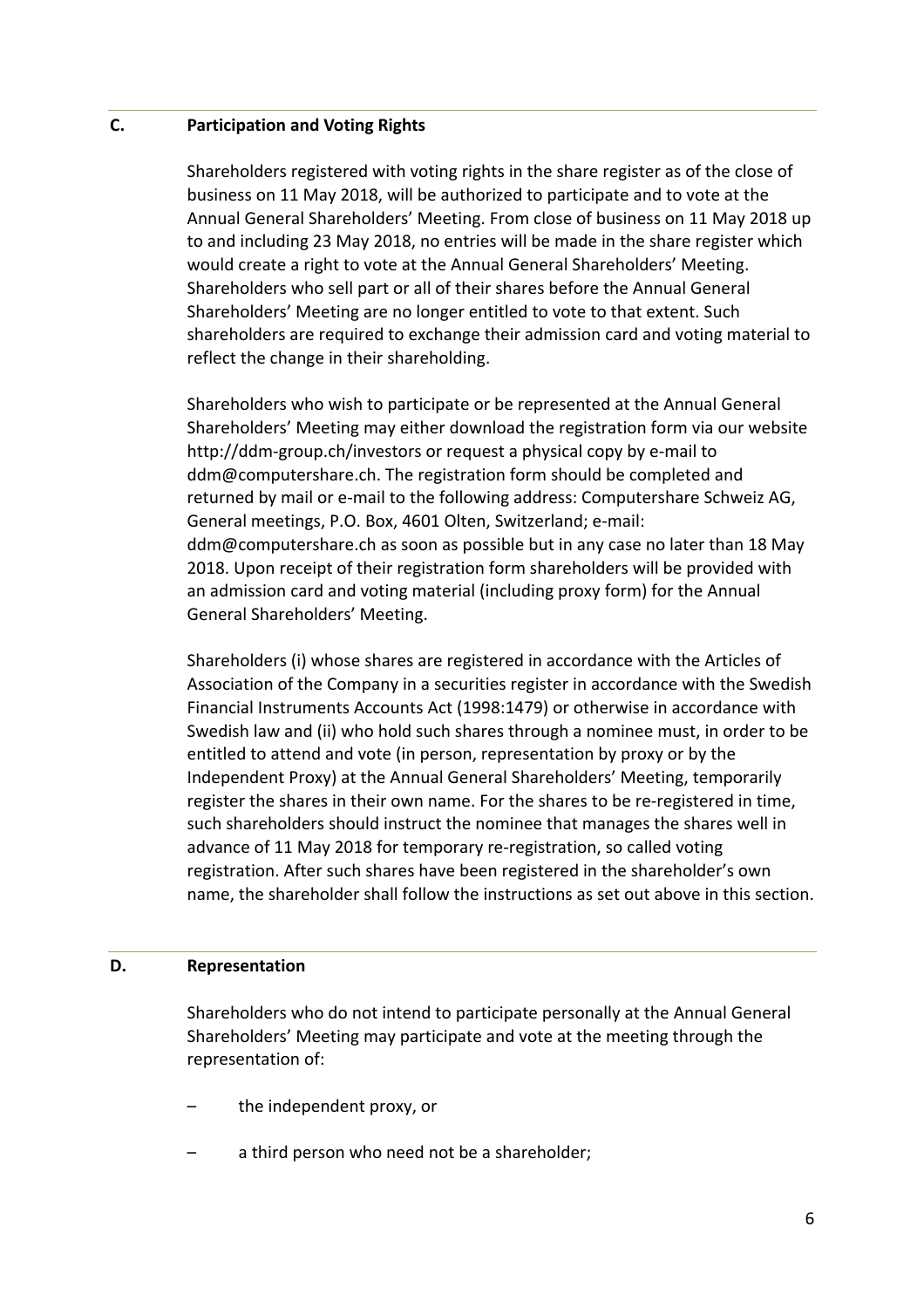## C. Participation and Voting Rights

Shareholders registered with voting rights in the share register as of the close of business on 11 May 2018, will be authorized to participate and to vote at the Annual General Shareholders' Meeting. From close of business on 11 May 2018 up to and including 23 May 2018, no entries will be made in the share register which would create a right to vote at the Annual General Shareholders' Meeting. Shareholders who sell part or all of their shares before the Annual General Shareholders' Meeting are no longer entitled to vote to that extent. Such shareholders are required to exchange their admission card and voting material to reflect the change in their shareholding.

Shareholders who wish to participate or be represented at the Annual General Shareholders' Meeting may either download the registration form via our website http://ddm-group.ch/investors or request a physical copy by e-mail to ddm@computershare.ch. The registration form should be completed and returned by mail or e-mail to the following address: Computershare Schweiz AG, General meetings, P.O. Box, 4601 Olten, Switzerland; e-mail: ddm@computershare.ch as soon as possible but in any case no later than 18 May 2018. Upon receipt of their registration form shareholders will be provided with an admission card and voting material (including proxy form) for the Annual General Shareholders' Meeting.

Shareholders (i) whose shares are registered in accordance with the Articles of Association of the Company in a securities register in accordance with the Swedish Financial Instruments Accounts Act (1998:1479) or otherwise in accordance with Swedish law and (ii) who hold such shares through a nominee must, in order to be entitled to attend and vote (in person, representation by proxy or by the Independent Proxy) at the Annual General Shareholders' Meeting, temporarily register the shares in their own name. For the shares to be re-registered in time, such shareholders should instruct the nominee that manages the shares well in advance of 11 May 2018 for temporary re-registration, so called voting registration. After such shares have been registered in the shareholder's own name, the shareholder shall follow the instructions as set out above in this section.

## D. Representation

Shareholders who do not intend to participate personally at the Annual General Shareholders' Meeting may participate and vote at the meeting through the representation of:

- the independent proxy, or
- a third person who need not be a shareholder;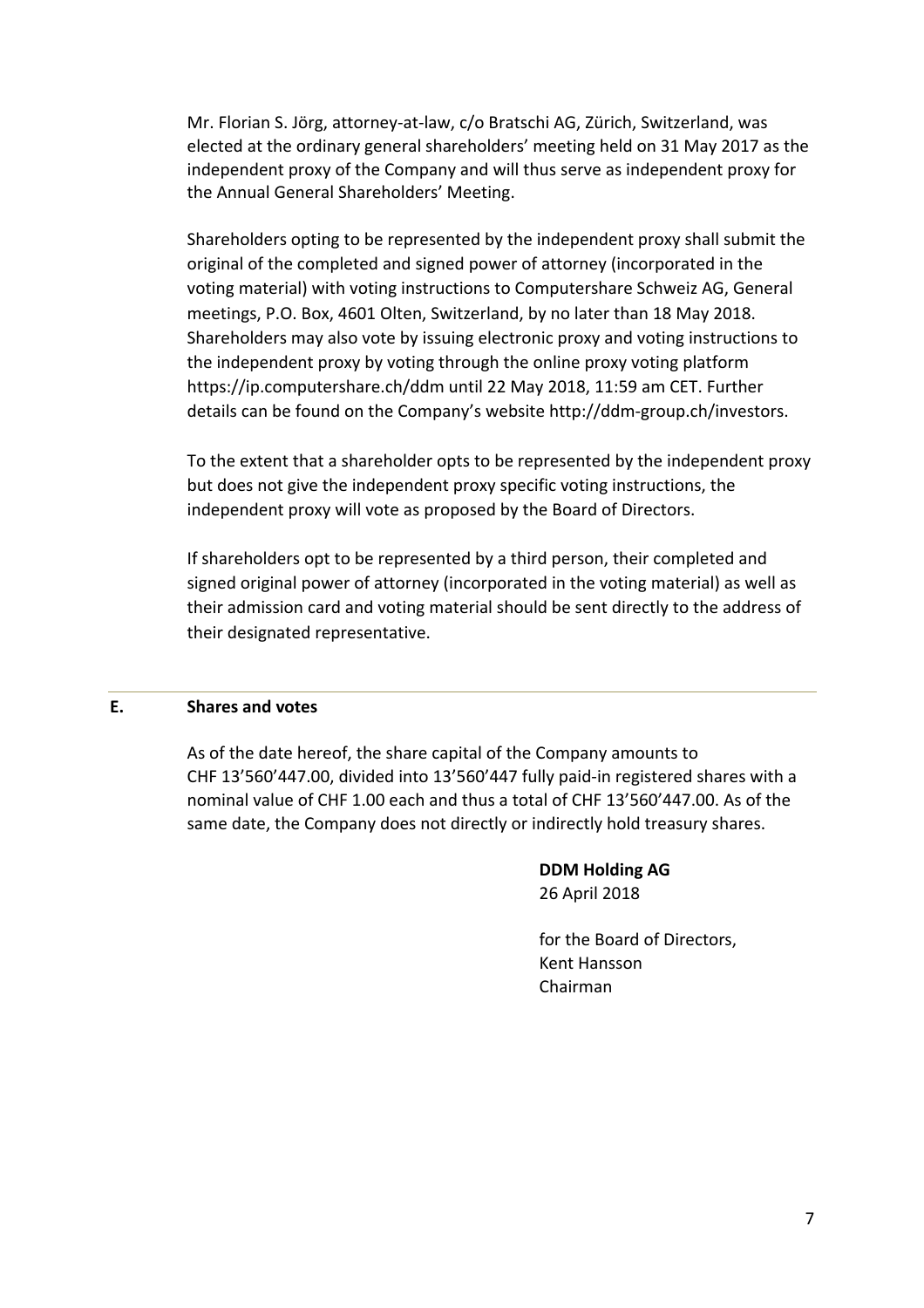Mr. Florian S. Jörg, attorney-at-law, c/o Bratschi AG, Zürich, Switzerland, was elected at the ordinary general shareholders' meeting held on 31 May 2017 as the independent proxy of the Company and will thus serve as independent proxy for the Annual General Shareholders' Meeting.

Shareholders opting to be represented by the independent proxy shall submit the original of the completed and signed power of attorney (incorporated in the voting material) with voting instructions to Computershare Schweiz AG, General meetings, P.O. Box, 4601 Olten, Switzerland, by no later than 18 May 2018. Shareholders may also vote by issuing electronic proxy and voting instructions to the independent proxy by voting through the online proxy voting platform https://ip.computershare.ch/ddm until 22 May 2018, 11:59 am CET. Further details can be found on the Company's website http://ddm-group.ch/investors.

To the extent that a shareholder opts to be represented by the independent proxy but does not give the independent proxy specific voting instructions, the independent proxy will vote as proposed by the Board of Directors.

If shareholders opt to be represented by a third person, their completed and signed original power of attorney (incorporated in the voting material) as well as their admission card and voting material should be sent directly to the address of their designated representative.

---

## E. Shares and votes

As of the date hereof, the share capital of the Company amounts to CHF 13'560'447.00, divided into 13'560'447 fully paid-in registered shares with a nominal value of CHF 1.00 each and thus a total of CHF 13'560'447.00. As of the same date, the Company does not directly or indirectly hold treasury shares.

**DDM Holding AG**
26 April 2018

for the Board of Directors,
Kent Hansson
Chairman